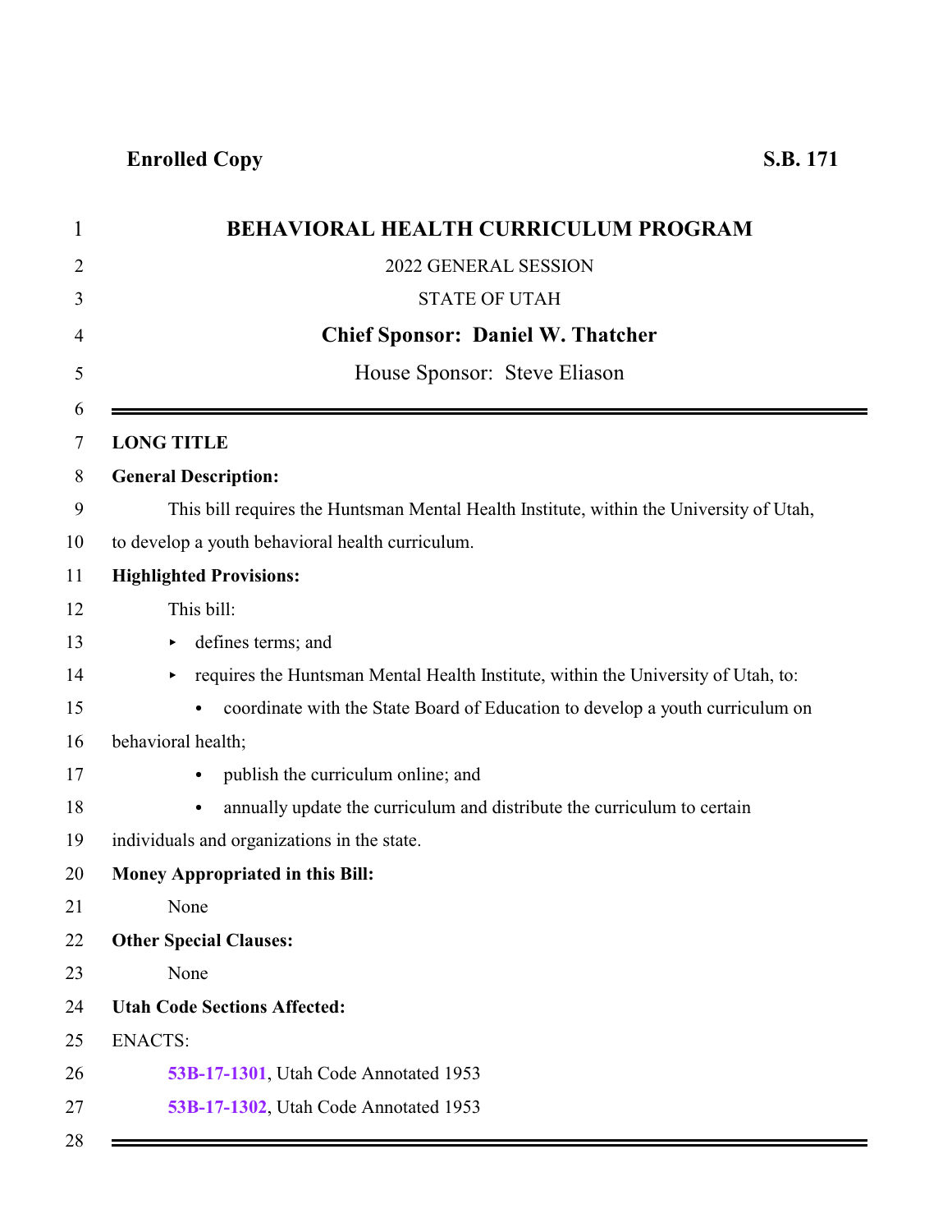**Enrolled Copy** **S.B. 171**

# BEHAVIORAL HEALTH CURRICULUM PROGRAM

2022 GENERAL SESSION

STATE OF UTAH

**Chief Sponsor: Daniel W. Thatcher**

House Sponsor: Steve Eliason

---

**LONG TITLE**

**General Description:**

This bill requires the Huntsman Mental Health Institute, within the University of Utah, to develop a youth behavioral health curriculum.

**Highlighted Provisions:**

This bill:

- defines terms; and
- requires the Huntsman Mental Health Institute, within the University of Utah, to:
  - coordinate with the State Board of Education to develop a youth curriculum on behavioral health;
  - publish the curriculum online; and
  - annually update the curriculum and distribute the curriculum to certain individuals and organizations in the state.

**Money Appropriated in this Bill:**

None

**Other Special Clauses:**

None

**Utah Code Sections Affected:**

ENACTS:

53B-17-1301, Utah Code Annotated 1953

53B-17-1302, Utah Code Annotated 1953

---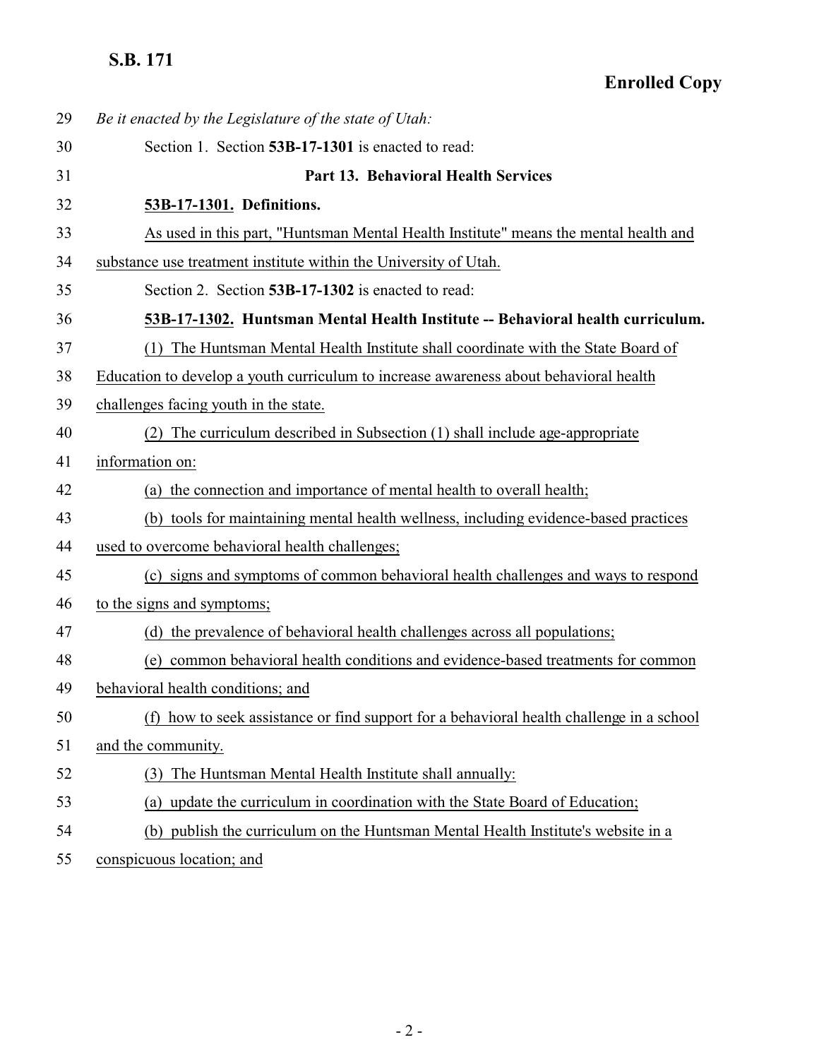*Be it enacted by the Legislature of the state of Utah:*

Section 1. Section **53B-17-1301** is enacted to read:

**Part 13. Behavioral Health Services**

**53B-17-1301. Definitions.**

As used in this part, "Huntsman Mental Health Institute" means the mental health and substance use treatment institute within the University of Utah.

Section 2. Section **53B-17-1302** is enacted to read:

**53B-17-1302. Huntsman Mental Health Institute -- Behavioral health curriculum.**

(1) The Huntsman Mental Health Institute shall coordinate with the State Board of Education to develop a youth curriculum to increase awareness about behavioral health challenges facing youth in the state.

(2) The curriculum described in Subsection (1) shall include age-appropriate information on:

(a) the connection and importance of mental health to overall health;

(b) tools for maintaining mental health wellness, including evidence-based practices used to overcome behavioral health challenges;

(c) signs and symptoms of common behavioral health challenges and ways to respond to the signs and symptoms;

(d) the prevalence of behavioral health challenges across all populations;

(e) common behavioral health conditions and evidence-based treatments for common behavioral health conditions; and

(f) how to seek assistance or find support for a behavioral health challenge in a school and the community.

(3) The Huntsman Mental Health Institute shall annually:

(a) update the curriculum in coordination with the State Board of Education;

(b) publish the curriculum on the Huntsman Mental Health Institute's website in a conspicuous location; and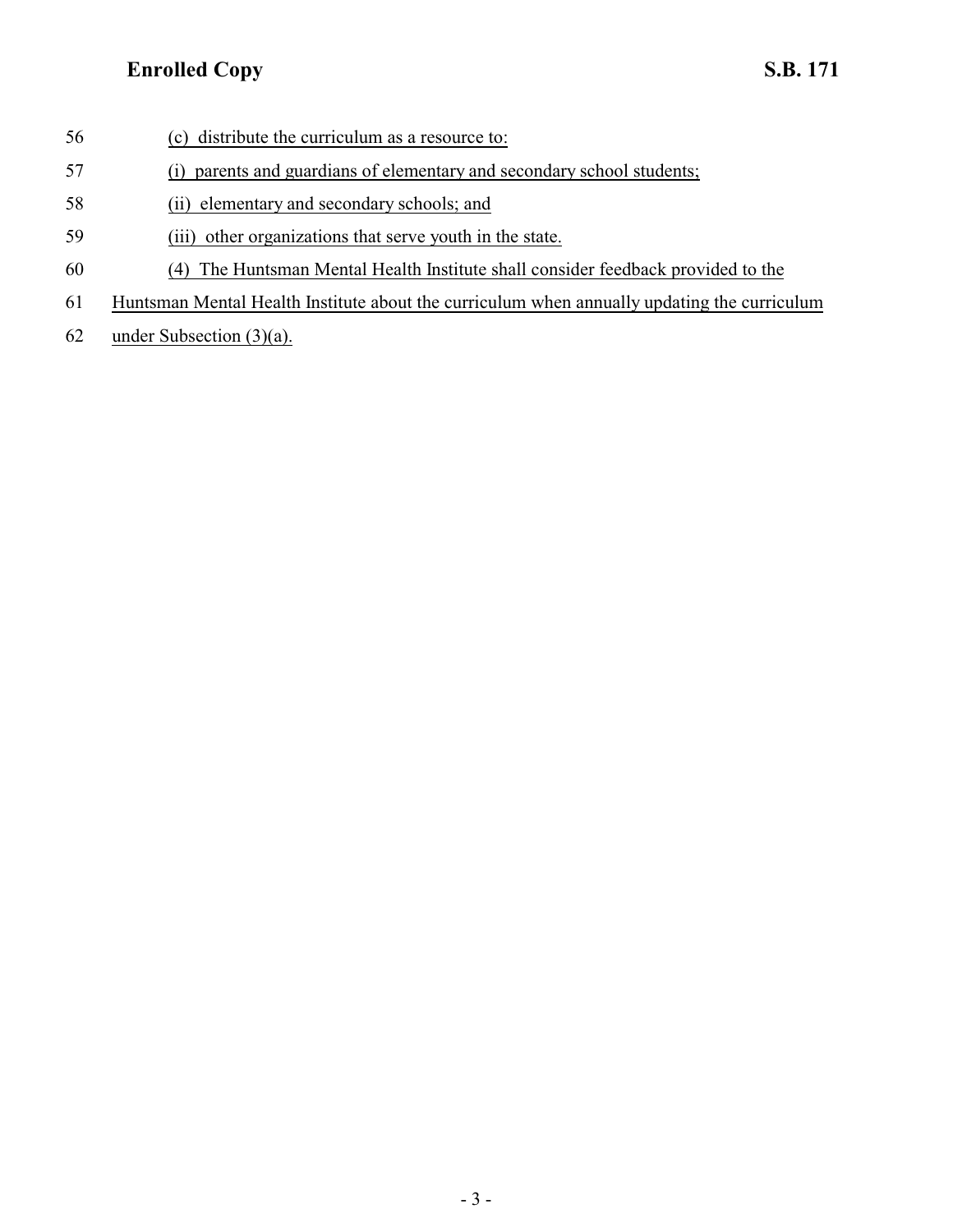56 (c) distribute the curriculum as a resource to:

57 (i) parents and guardians of elementary and secondary school students;

58 (ii) elementary and secondary schools; and

59 (iii) other organizations that serve youth in the state.

60 (4) The Huntsman Mental Health Institute shall consider feedback provided to the

61 Huntsman Mental Health Institute about the curriculum when annually updating the curriculum

62 under Subsection (3)(a).